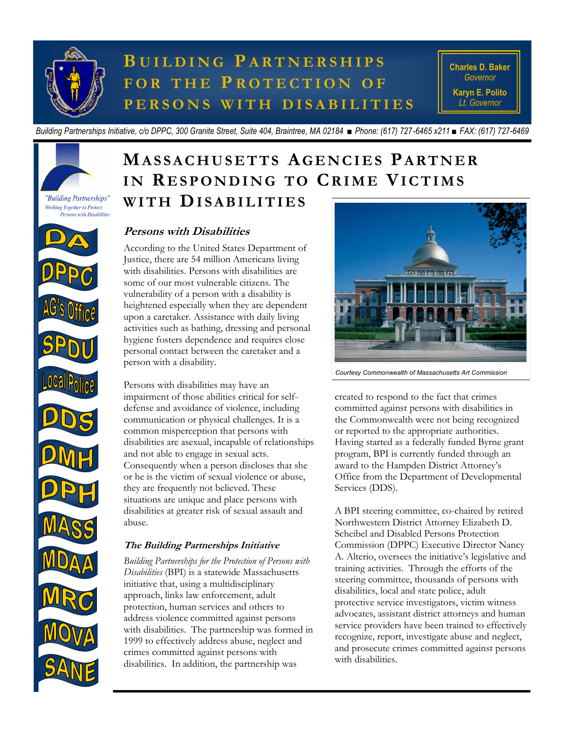# BUILDING PARTNERSHIPS FOR THE PROTECTION OF PERSONS WITH DISABILITIES

**Charles D. Baker**
*Governor*

**Karyn E. Polito**
*Lt. Governor*

*Building Partnerships Initiative, c/o DPPC, 300 Granite Street, Suite 404, Braintree, MA 02184 ■ Phone: (617) 727-6465 x211 ■ FAX: (617) 727-6469*

*"Building Partnerships" Working Together to Protect Persons with Disabilities*

DA
DPPC
AG's Office
SPDU
Local Police
DDS
DMH
DPH
MASS
MDAA
MRC
MOVA
SANE

## MASSACHUSETTS AGENCIES PARTNER IN RESPONDING TO CRIME VICTIMS WITH DISABILITIES

### *Persons with Disabilities*

According to the United States Department of Justice, there are 54 million Americans living with disabilities. Persons with disabilities are some of our most vulnerable citizens. The vulnerability of a person with a disability is heightened especially when they are dependent upon a caretaker. Assistance with daily living activities such as bathing, dressing and personal hygiene fosters dependence and requires close personal contact between the caretaker and a person with a disability.

Persons with disabilities may have an impairment of those abilities critical for self-defense and avoidance of violence, including communication or physical challenges. It is a common misperception that persons with disabilities are asexual, incapable of relationships and not able to engage in sexual acts. Consequently when a person discloses that she or he is the victim of sexual violence or abuse, they are frequently not believed. These situations are unique and place persons with disabilities at greater risk of sexual assault and abuse.

### *The Building Partnerships Initiative*

*Building Partnerships for the Protection of Persons with Disabilities* (BPI) is a statewide Massachusetts initiative that, using a multidisciplinary approach, links law enforcement, adult protection, human services and others to address violence committed against persons with disabilities. The partnership was formed in 1999 to effectively address abuse, neglect and crimes committed against persons with disabilities. In addition, the partnership was created to respond to the fact that crimes committed against persons with disabilities in the Commonwealth were not being recognized or reported to the appropriate authorities. Having started as a federally funded Byrne grant program, BPI is currently funded through an award to the Hampden District Attorney's Office from the Department of Developmental Services (DDS).

*Courtesy Commonwealth of Massachusetts Art Commission*

A BPI steering committee, co-chaired by retired Northwestern District Attorney Elizabeth D. Scheibel and Disabled Persons Protection Commission (DPPC) Executive Director Nancy A. Alterio, oversees the initiative's legislative and training activities. Through the efforts of the steering committee, thousands of persons with disabilities, local and state police, adult protective service investigators, victim witness advocates, assistant district attorneys and human service providers have been trained to effectively recognize, report, investigate abuse and neglect, and prosecute crimes committed against persons with disabilities.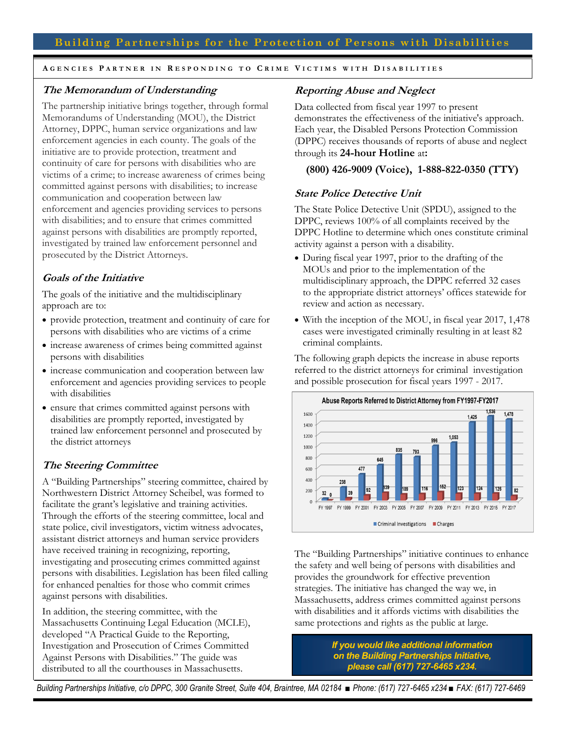## Building Partnerships for the Protection of Persons with Disabilities

**Agencies Partner in Responding to Crime Victims with Disabilities**

### *The Memorandum of Understanding*

The partnership initiative brings together, through formal Memorandums of Understanding (MOU), the District Attorney, DPPC, human service organizations and law enforcement agencies in each county. The goals of the initiative are to provide protection, treatment and continuity of care for persons with disabilities who are victims of a crime; to increase awareness of crimes being committed against persons with disabilities; to increase communication and cooperation between law enforcement and agencies providing services to persons with disabilities; and to ensure that crimes committed against persons with disabilities are promptly reported, investigated by trained law enforcement personnel and prosecuted by the District Attorneys.

### *Goals of the Initiative*

The goals of the initiative and the multidisciplinary approach are to:

- provide protection, treatment and continuity of care for persons with disabilities who are victims of a crime
- increase awareness of crimes being committed against persons with disabilities
- increase communication and cooperation between law enforcement and agencies providing services to people with disabilities
- ensure that crimes committed against persons with disabilities are promptly reported, investigated by trained law enforcement personnel and prosecuted by the district attorneys

### *The Steering Committee*

A "Building Partnerships" steering committee, chaired by Northwestern District Attorney Scheibel, was formed to facilitate the grant's legislative and training activities. Through the efforts of the steering committee, local and state police, civil investigators, victim witness advocates, assistant district attorneys and human service providers have received training in recognizing, reporting, investigating and prosecuting crimes committed against persons with disabilities. Legislation has been filed calling for enhanced penalties for those who commit crimes against persons with disabilities.

In addition, the steering committee, with the Massachusetts Continuing Legal Education (MCLE), developed "A Practical Guide to the Reporting, Investigation and Prosecution of Crimes Committed Against Persons with Disabilities." The guide was distributed to all the courthouses in Massachusetts.

### *Reporting Abuse and Neglect*

Data collected from fiscal year 1997 to present demonstrates the effectiveness of the initiative's approach. Each year, the Disabled Persons Protection Commission (DPPC) receives thousands of reports of abuse and neglect through its **24-hour Hotline** at**:**

**(800) 426-9009 (Voice), 1-888-822-0350 (TTY)**

### *State Police Detective Unit*

The State Police Detective Unit (SPDU), assigned to the DPPC, reviews 100% of all complaints received by the DPPC Hotline to determine which ones constitute criminal activity against a person with a disability.

- During fiscal year 1997, prior to the drafting of the MOUs and prior to the implementation of the multidisciplinary approach, the DPPC referred 32 cases to the appropriate district attorneys' offices statewide for review and action as necessary.
- With the inception of the MOU, in fiscal year 2017, 1,478 cases were investigated criminally resulting in at least 82 criminal complaints.

The following graph depicts the increase in abuse reports referred to the district attorneys for criminal investigation and possible prosecution for fiscal years 1997 - 2017.

Abuse Reports Referred to District Attorney from FY1997-FY2017

FY 1997: 32, 0
FY 1999: 238, 39
FY 2001: 477, 92
FY 2003: 645, 139
FY 2005: 835, 109
FY 2007: 793, 116
FY 2009: 996, 152
FY 2011: 1,053, 123
FY 2013: 1,425, 124
FY 2015: 1,536, 126
FY 2017: 1,478, 82

Criminal Investigations · Charges

The "Building Partnerships" initiative continues to enhance the safety and well being of persons with disabilities and provides the groundwork for effective prevention strategies. The initiative has changed the way we, in Massachusetts, address crimes committed against persons with disabilities and it affords victims with disabilities the same protections and rights as the public at large.

***If you would like additional information on the Building Partnerships Initiative, please call (617) 727-6465 x234.***

*Building Partnerships Initiative, c/o DPPC, 300 Granite Street, Suite 404, Braintree, MA 02184 ■ Phone: (617) 727-6465 x234 ■ FAX: (617) 727-6469*